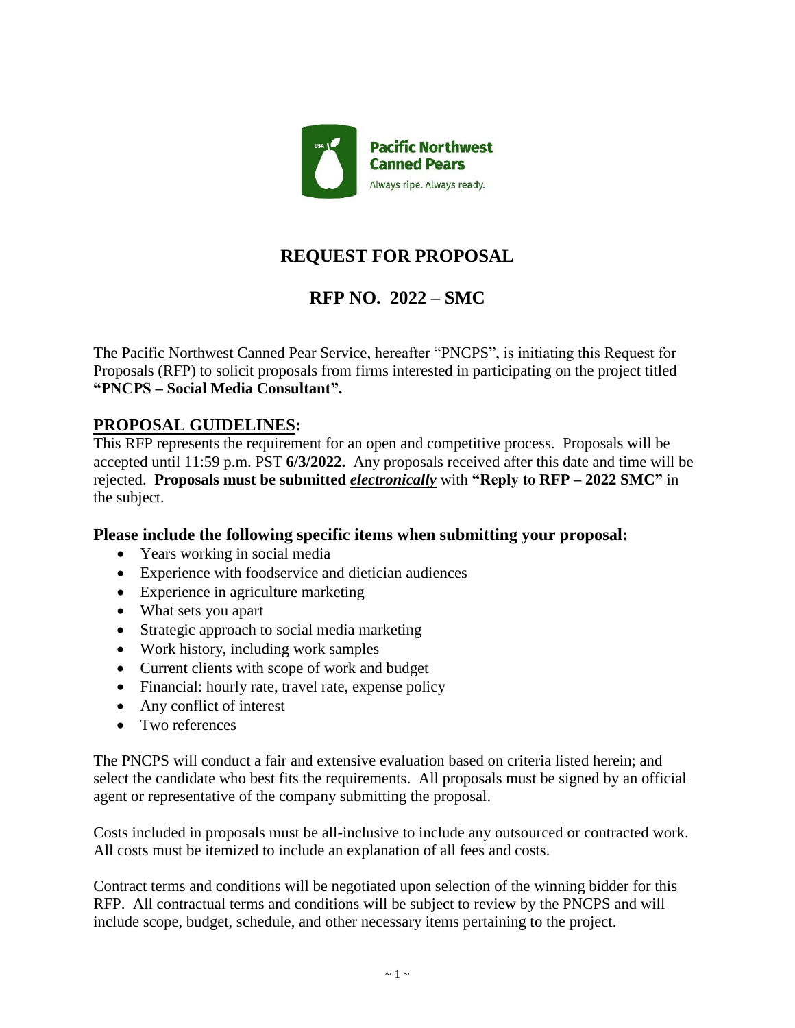Pacific Northwest Canned Pears

Always ripe. Always ready.

# REQUEST FOR PROPOSAL

## RFP NO. 2022 – SMC

The Pacific Northwest Canned Pear Service, hereafter "PNCPS", is initiating this Request for Proposals (RFP) to solicit proposals from firms interested in participating on the project titled **"PNCPS – Social Media Consultant".**

## PROPOSAL GUIDELINES:

This RFP represents the requirement for an open and competitive process. Proposals will be accepted until 11:59 p.m. PST **6/3/2022.** Any proposals received after this date and time will be rejected. **Proposals must be submitted *electronically*** with **"Reply to RFP – 2022 SMC"** in the subject.

### Please include the following specific items when submitting your proposal:

- Years working in social media
- Experience with foodservice and dietician audiences
- Experience in agriculture marketing
- What sets you apart
- Strategic approach to social media marketing
- Work history, including work samples
- Current clients with scope of work and budget
- Financial: hourly rate, travel rate, expense policy
- Any conflict of interest
- Two references

The PNCPS will conduct a fair and extensive evaluation based on criteria listed herein; and select the candidate who best fits the requirements. All proposals must be signed by an official agent or representative of the company submitting the proposal.

Costs included in proposals must be all-inclusive to include any outsourced or contracted work. All costs must be itemized to include an explanation of all fees and costs.

Contract terms and conditions will be negotiated upon selection of the winning bidder for this RFP. All contractual terms and conditions will be subject to review by the PNCPS and will include scope, budget, schedule, and other necessary items pertaining to the project.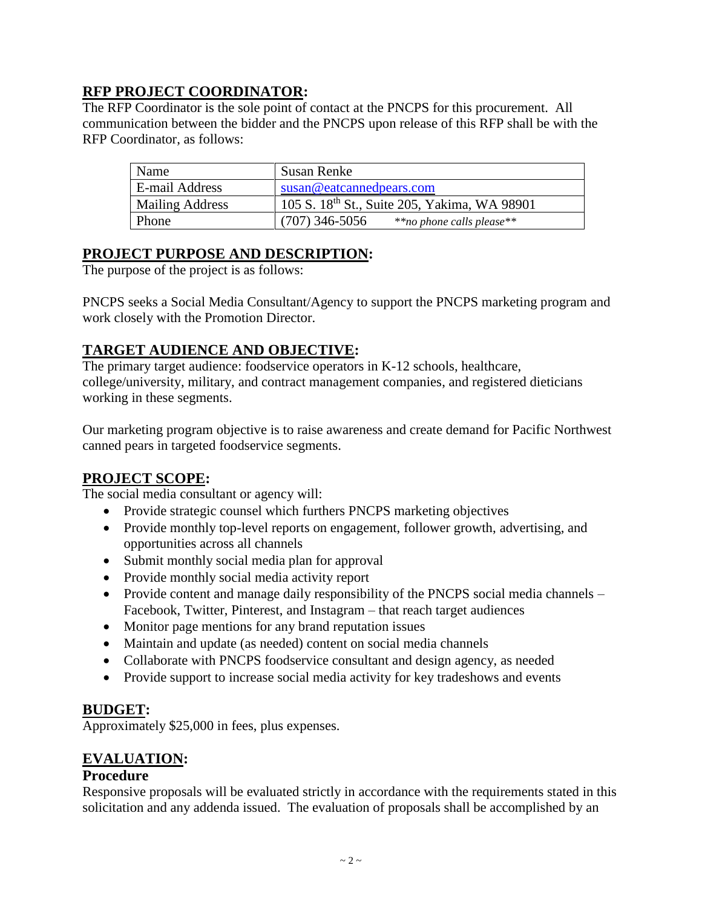## RFP PROJECT COORDINATOR:

The RFP Coordinator is the sole point of contact at the PNCPS for this procurement. All communication between the bidder and the PNCPS upon release of this RFP shall be with the RFP Coordinator, as follows:

| Name | Susan Renke |
|---|---|
| E-mail Address | susan@eatcannedpears.com |
| Mailing Address | 105 S. 18th St., Suite 205, Yakima, WA 98901 |
| Phone | (707) 346-5056 *\*\*no phone calls please\*\** |

## PROJECT PURPOSE AND DESCRIPTION:

The purpose of the project is as follows:

PNCPS seeks a Social Media Consultant/Agency to support the PNCPS marketing program and work closely with the Promotion Director.

## TARGET AUDIENCE AND OBJECTIVE:

The primary target audience: foodservice operators in K-12 schools, healthcare, college/university, military, and contract management companies, and registered dieticians working in these segments.

Our marketing program objective is to raise awareness and create demand for Pacific Northwest canned pears in targeted foodservice segments.

## PROJECT SCOPE:

The social media consultant or agency will:

- Provide strategic counsel which furthers PNCPS marketing objectives
- Provide monthly top-level reports on engagement, follower growth, advertising, and opportunities across all channels
- Submit monthly social media plan for approval
- Provide monthly social media activity report
- Provide content and manage daily responsibility of the PNCPS social media channels – Facebook, Twitter, Pinterest, and Instagram – that reach target audiences
- Monitor page mentions for any brand reputation issues
- Maintain and update (as needed) content on social media channels
- Collaborate with PNCPS foodservice consultant and design agency, as needed
- Provide support to increase social media activity for key tradeshows and events

## BUDGET:

Approximately $25,000 in fees, plus expenses.

## EVALUATION:

### Procedure

Responsive proposals will be evaluated strictly in accordance with the requirements stated in this solicitation and any addenda issued. The evaluation of proposals shall be accomplished by an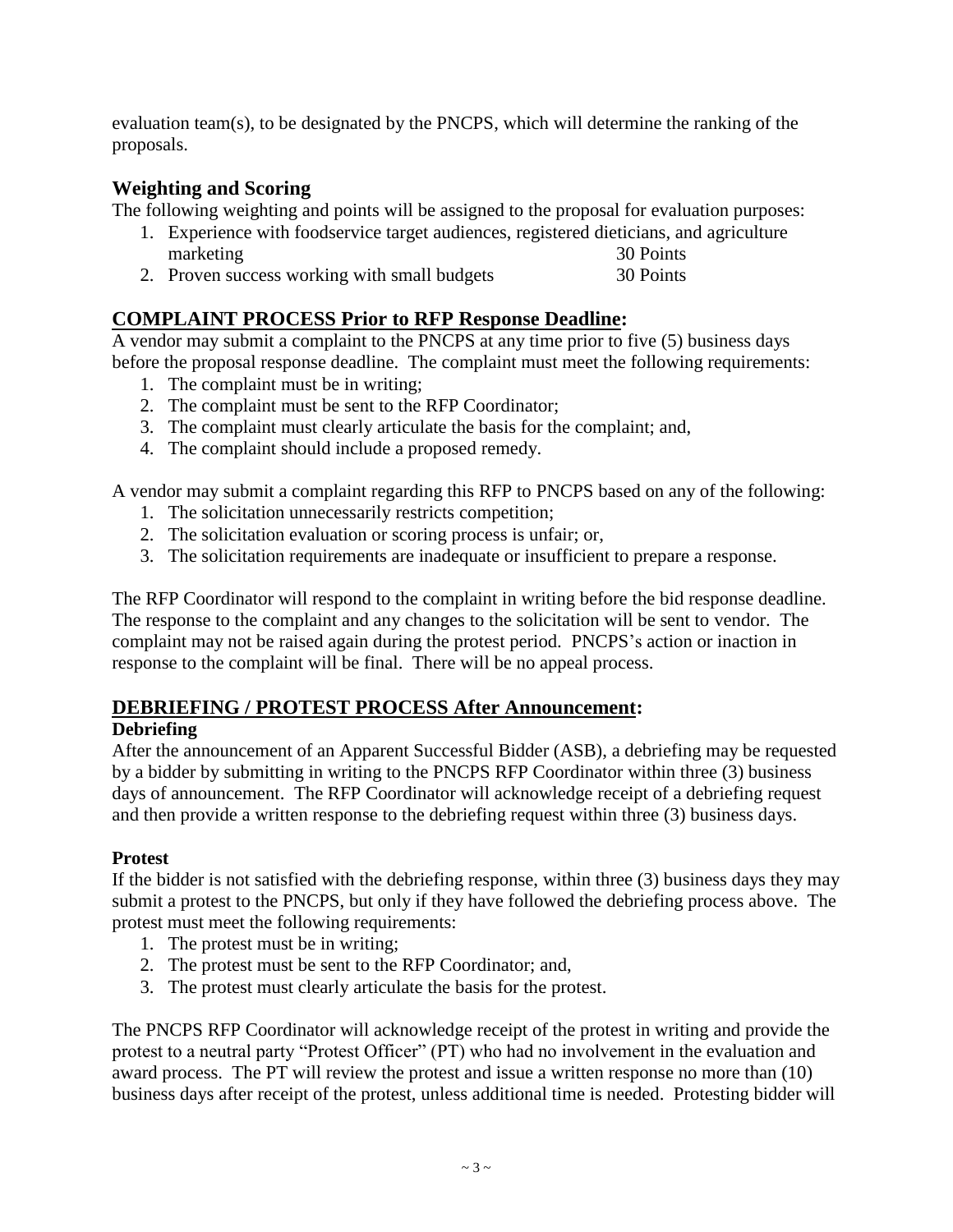evaluation team(s), to be designated by the PNCPS, which will determine the ranking of the proposals.

### Weighting and Scoring

The following weighting and points will be assigned to the proposal for evaluation purposes:

1. Experience with foodservice target audiences, registered dieticians, and agriculture marketing 30 Points
2. Proven success working with small budgets 30 Points

## COMPLAINT PROCESS Prior to RFP Response Deadline:

A vendor may submit a complaint to the PNCPS at any time prior to five (5) business days before the proposal response deadline. The complaint must meet the following requirements:

1. The complaint must be in writing;
2. The complaint must be sent to the RFP Coordinator;
3. The complaint must clearly articulate the basis for the complaint; and,
4. The complaint should include a proposed remedy.

A vendor may submit a complaint regarding this RFP to PNCPS based on any of the following:

1. The solicitation unnecessarily restricts competition;
2. The solicitation evaluation or scoring process is unfair; or,
3. The solicitation requirements are inadequate or insufficient to prepare a response.

The RFP Coordinator will respond to the complaint in writing before the bid response deadline. The response to the complaint and any changes to the solicitation will be sent to vendor. The complaint may not be raised again during the protest period. PNCPS's action or inaction in response to the complaint will be final. There will be no appeal process.

## DEBRIEFING / PROTEST PROCESS After Announcement:

### Debriefing

After the announcement of an Apparent Successful Bidder (ASB), a debriefing may be requested by a bidder by submitting in writing to the PNCPS RFP Coordinator within three (3) business days of announcement. The RFP Coordinator will acknowledge receipt of a debriefing request and then provide a written response to the debriefing request within three (3) business days.

### Protest

If the bidder is not satisfied with the debriefing response, within three (3) business days they may submit a protest to the PNCPS, but only if they have followed the debriefing process above. The protest must meet the following requirements:

1. The protest must be in writing;
2. The protest must be sent to the RFP Coordinator; and,
3. The protest must clearly articulate the basis for the protest.

The PNCPS RFP Coordinator will acknowledge receipt of the protest in writing and provide the protest to a neutral party "Protest Officer" (PT) who had no involvement in the evaluation and award process. The PT will review the protest and issue a written response no more than (10) business days after receipt of the protest, unless additional time is needed. Protesting bidder will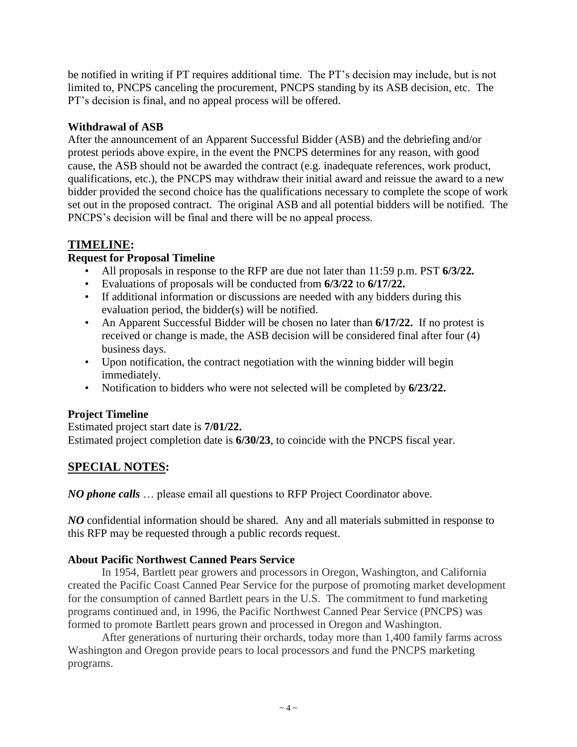be notified in writing if PT requires additional time. The PT's decision may include, but is not limited to, PNCPS canceling the procurement, PNCPS standing by its ASB decision, etc. The PT's decision is final, and no appeal process will be offered.

**Withdrawal of ASB**

After the announcement of an Apparent Successful Bidder (ASB) and the debriefing and/or protest periods above expire, in the event the PNCPS determines for any reason, with good cause, the ASB should not be awarded the contract (e.g. inadequate references, work product, qualifications, etc.), the PNCPS may withdraw their initial award and reissue the award to a new bidder provided the second choice has the qualifications necessary to complete the scope of work set out in the proposed contract. The original ASB and all potential bidders will be notified. The PNCPS's decision will be final and there will be no appeal process.

## TIMELINE:

**Request for Proposal Timeline**

- All proposals in response to the RFP are due not later than 11:59 p.m. PST **6/3/22.**
- Evaluations of proposals will be conducted from **6/3/22** to **6/17/22.**
- If additional information or discussions are needed with any bidders during this evaluation period, the bidder(s) will be notified.
- An Apparent Successful Bidder will be chosen no later than **6/17/22.** If no protest is received or change is made, the ASB decision will be considered final after four (4) business days.
- Upon notification, the contract negotiation with the winning bidder will begin immediately.
- Notification to bidders who were not selected will be completed by **6/23/22.**

**Project Timeline**

Estimated project start date is **7/01/22.**
Estimated project completion date is **6/30/23**, to coincide with the PNCPS fiscal year.

## SPECIAL NOTES:

***NO phone calls*** … please email all questions to RFP Project Coordinator above.

***NO*** confidential information should be shared. Any and all materials submitted in response to this RFP may be requested through a public records request.

**About Pacific Northwest Canned Pears Service**

In 1954, Bartlett pear growers and processors in Oregon, Washington, and California created the Pacific Coast Canned Pear Service for the purpose of promoting market development for the consumption of canned Bartlett pears in the U.S. The commitment to fund marketing programs continued and, in 1996, the Pacific Northwest Canned Pear Service (PNCPS) was formed to promote Bartlett pears grown and processed in Oregon and Washington.

After generations of nurturing their orchards, today more than 1,400 family farms across Washington and Oregon provide pears to local processors and fund the PNCPS marketing programs.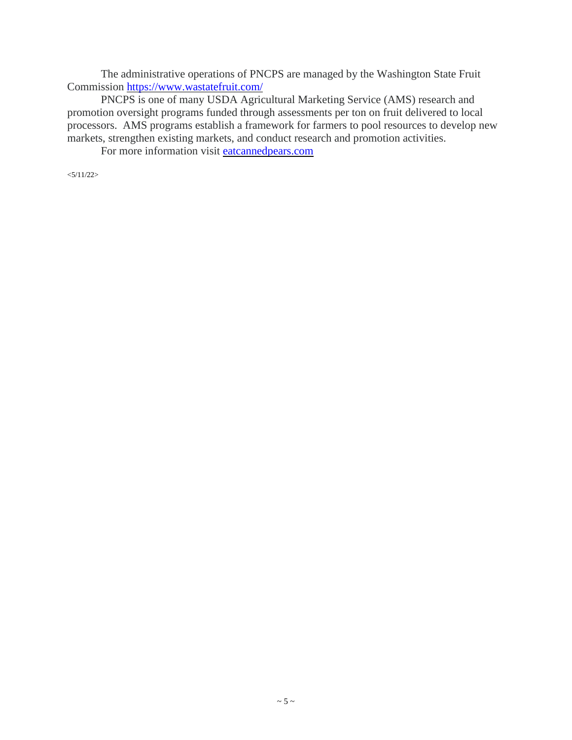The administrative operations of PNCPS are managed by the Washington State Fruit Commission [https://www.wastatefruit.com/](https://www.wastatefruit.com/)

PNCPS is one of many USDA Agricultural Marketing Service (AMS) research and promotion oversight programs funded through assessments per ton on fruit delivered to local processors. AMS programs establish a framework for farmers to pool resources to develop new markets, strengthen existing markets, and conduct research and promotion activities.

For more information visit [eatcannedpears.com](eatcannedpears.com)

<5/11/22>